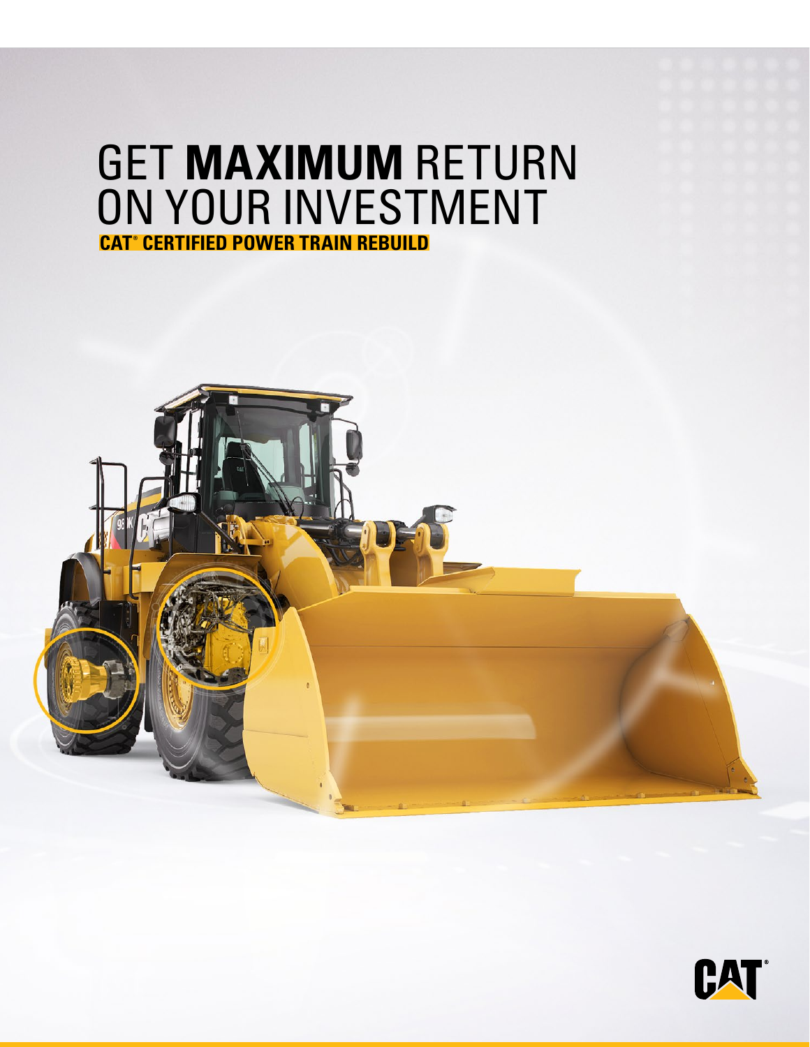# GET **MAXIMUM** RETURN ON YOUR INVESTMENT

**CAT® CERTIFIED POWER TRAIN REBUILD**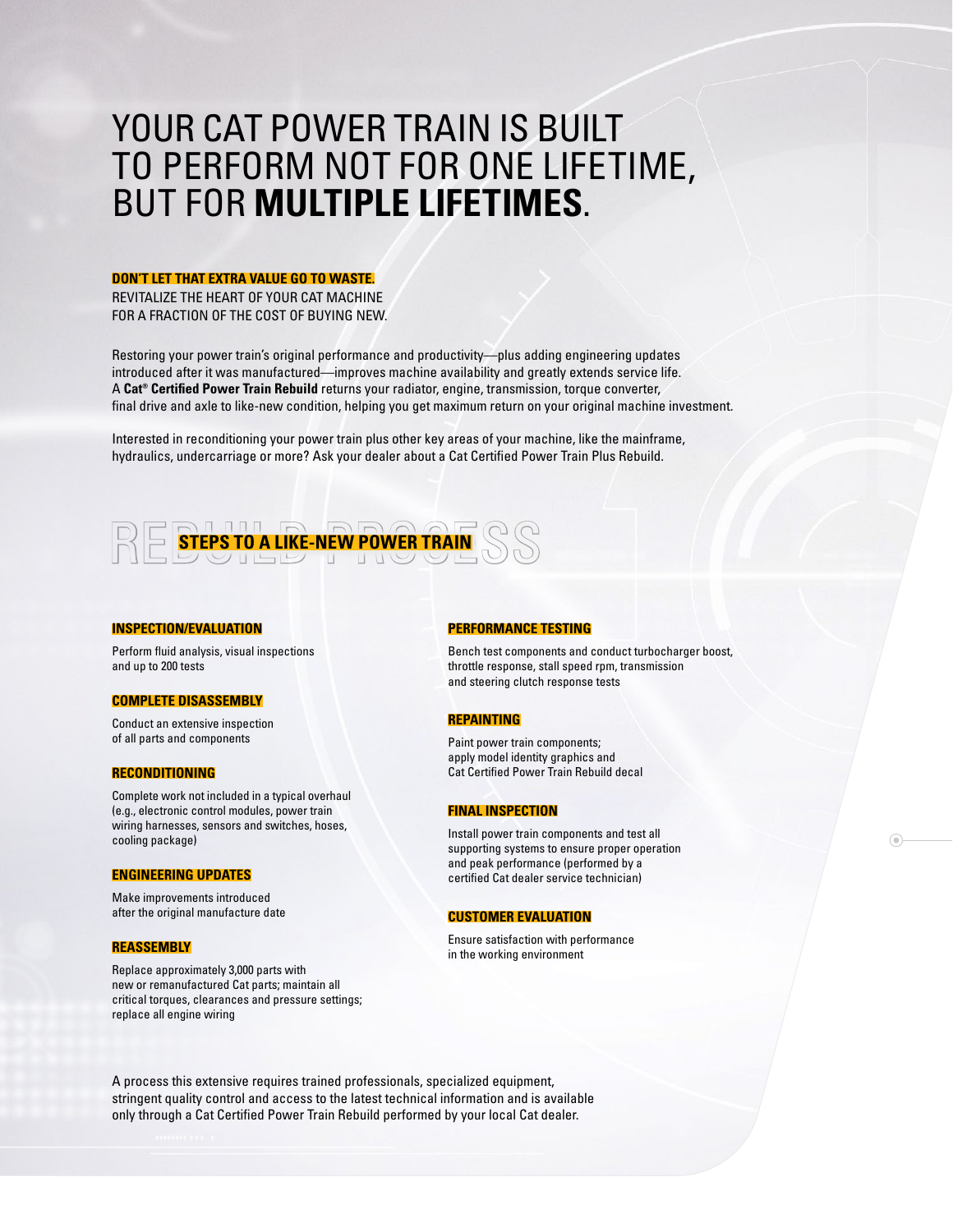# YOUR CAT POWER TRAIN IS BUILT TO PERFORM NOT FOR ONE LIFETIME, BUT FOR **MULTIPLE LIFETIMES**.

**DON'T LET THAT EXTRA VALUE GO TO WASTE.**

REVITALIZE THE HEART OF YOUR CAT MACHINE FOR A FRACTION OF THE COST OF BUYING NEW.

Restoring your power train's original performance and productivity—plus adding engineering updates introduced after it was manufactured—improves machine availability and greatly extends service life. A **Cat® Certified Power Train Rebuild** returns your radiator, engine, transmission, torque converter, final drive and axle to like-new condition, helping you get maximum return on your original machine investment.

Interested in reconditioning your power train plus other key areas of your machine, like the mainframe, hydraulics, undercarriage or more? Ask your dealer about a Cat Certified Power Train Plus Rebuild.

## REBUILD PROCESS

### STEPS TO A LIKE-NEW POWER TRAIN

**INSPECTION/EVALUATION**

Perform fluid analysis, visual inspections and up to 200 tests

**COMPLETE DISASSEMBLY**

Conduct an extensive inspection of all parts and components

**RECONDITIONING**

Complete work not included in a typical overhaul (e.g., electronic control modules, power train wiring harnesses, sensors and switches, hoses, cooling package)

**ENGINEERING UPDATES**

Make improvements introduced after the original manufacture date

**REASSEMBLY**

Replace approximately 3,000 parts with new or remanufactured Cat parts; maintain all critical torques, clearances and pressure settings; replace all engine wiring

**PERFORMANCE TESTING**

Bench test components and conduct turbocharger boost, throttle response, stall speed rpm, transmission and steering clutch response tests

**REPAINTING**

Paint power train components; apply model identity graphics and Cat Certified Power Train Rebuild decal

**FINAL INSPECTION**

Install power train components and test all supporting systems to ensure proper operation and peak performance (performed by a certified Cat dealer service technician)

**CUSTOMER EVALUATION**

Ensure satisfaction with performance in the working environment

A process this extensive requires trained professionals, specialized equipment, stringent quality control and access to the latest technical information and is available only through a Cat Certified Power Train Rebuild performed by your local Cat dealer.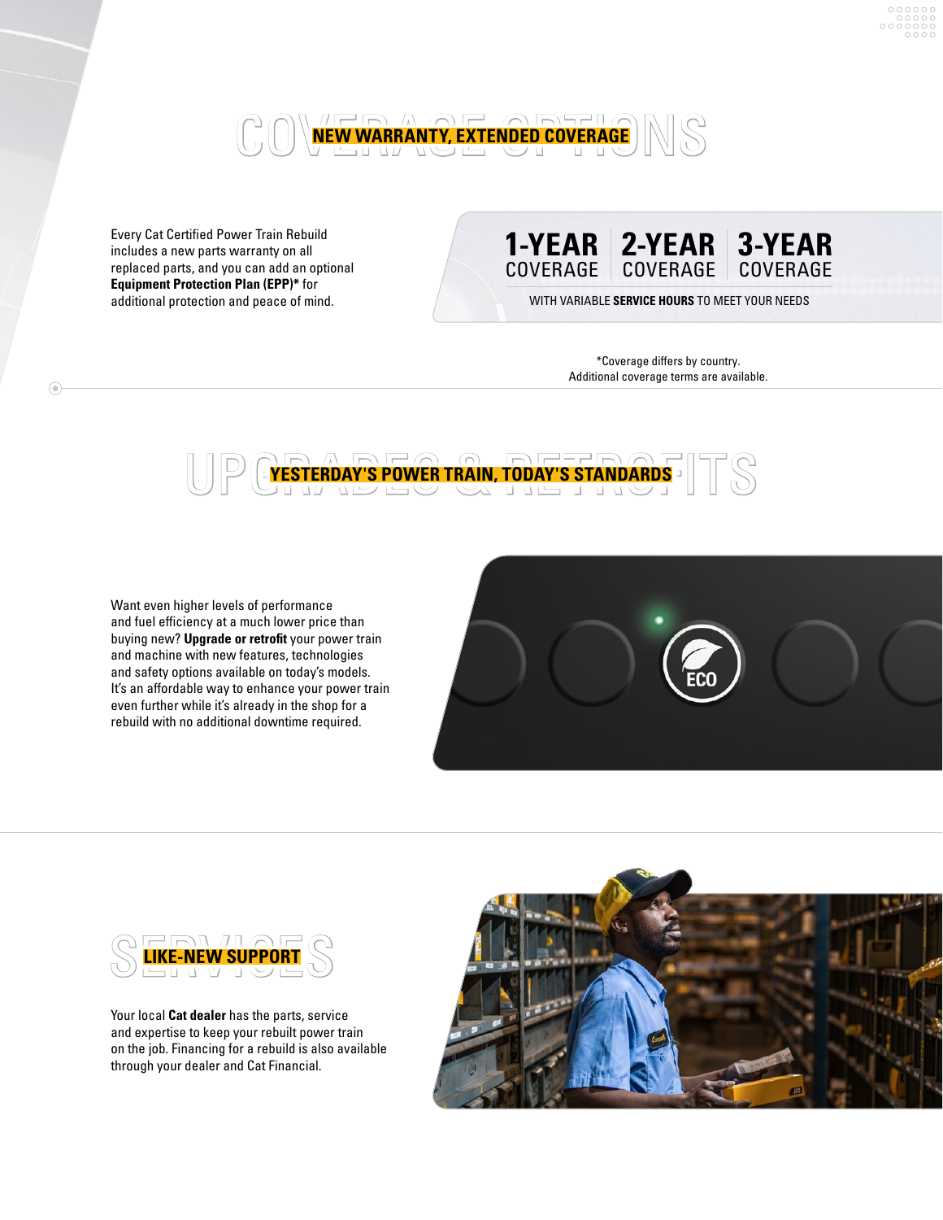# COVERAGE OPTIONS

## NEW WARRANTY, EXTENDED COVERAGE

Every Cat Certified Power Train Rebuild includes a new parts warranty on all replaced parts, and you can add an optional **Equipment Protection Plan (EPP)*** for additional protection and peace of mind.

**1-YEAR** COVERAGE | **2-YEAR** COVERAGE | **3-YEAR** COVERAGE

WITH VARIABLE **SERVICE HOURS** TO MEET YOUR NEEDS

*Coverage differs by country.
Additional coverage terms are available.

# UPGRADES & RETROFITS

## YESTERDAY'S POWER TRAIN, TODAY'S STANDARDS

Want even higher levels of performance and fuel efficiency at a much lower price than buying new? **Upgrade or retrofit** your power train and machine with new features, technologies and safety options available on today's models. It's an affordable way to enhance your power train even further while it's already in the shop for a rebuild with no additional downtime required.

# SERVICES

## LIKE-NEW SUPPORT

Your local **Cat dealer** has the parts, service and expertise to keep your rebuilt power train on the job. Financing for a rebuild is also available through your dealer and Cat Financial.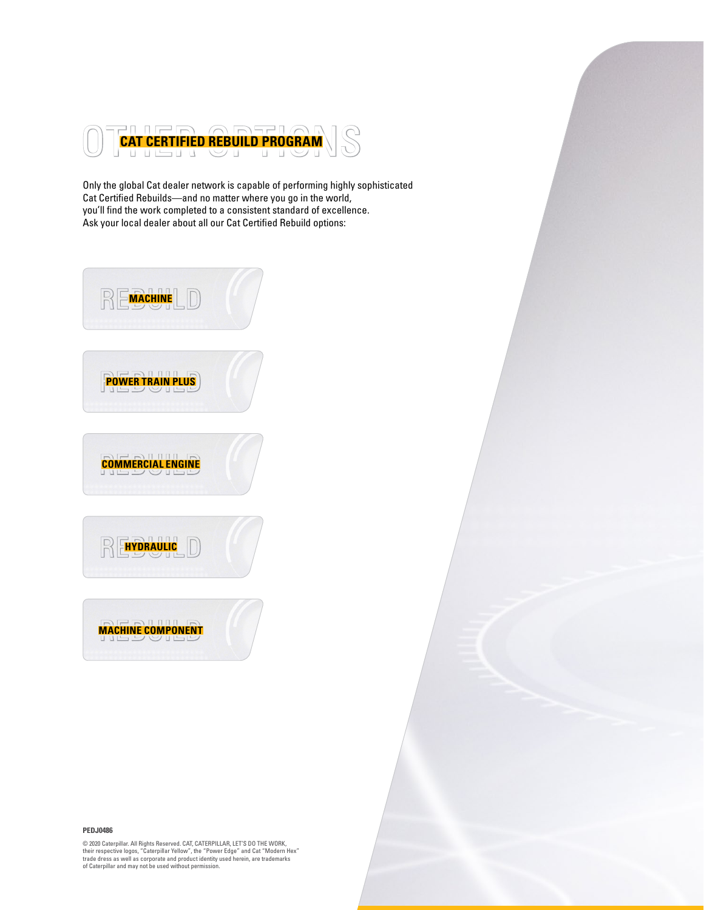## CAT CERTIFIED REBUILD PROGRAM

Only the global Cat dealer network is capable of performing highly sophisticated Cat Certified Rebuilds—and no matter where you go in the world, you'll find the work completed to a consistent standard of excellence. Ask your local dealer about all our Cat Certified Rebuild options:

- **MACHINE**
- **POWER TRAIN PLUS**
- **COMMERCIAL ENGINE**
- **HYDRAULIC**
- **MACHINE COMPONENT**

**PEDJ0486**

© 2020 Caterpillar. All Rights Reserved. CAT, CATERPILLAR, LET'S DO THE WORK, their respective logos, "Caterpillar Yellow", the "Power Edge" and Cat "Modern Hex" trade dress as well as corporate and product identity used herein, are trademarks of Caterpillar and may not be used without permission.